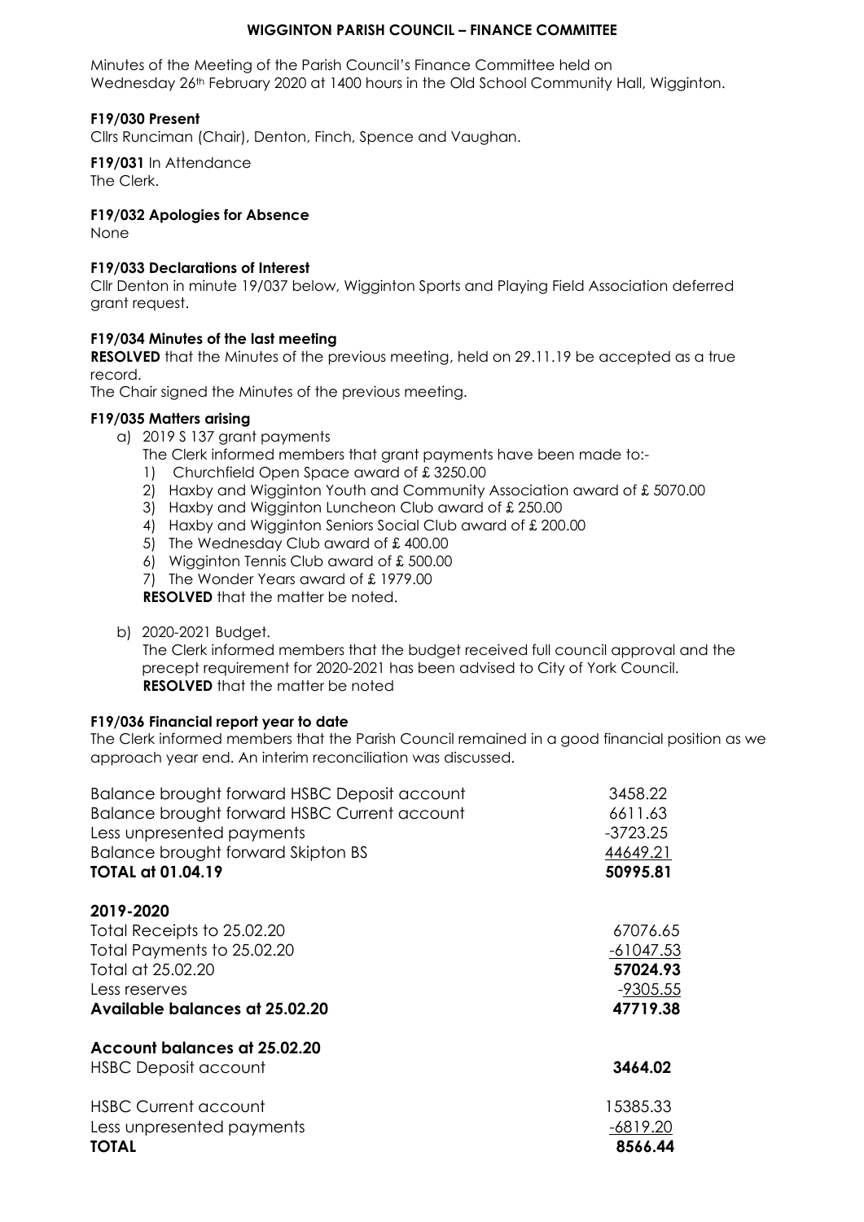**WIGGINTON PARISH COUNCIL – FINANCE COMMITTEE**

Minutes of the Meeting of the Parish Council's Finance Committee held on Wednesday 26th February 2020 at 1400 hours in the Old School Community Hall, Wigginton.

**F19/030 Present**
Cllrs Runciman (Chair), Denton, Finch, Spence and Vaughan.

**F19/031** In Attendance
The Clerk.

**F19/032 Apologies for Absence**
None

**F19/033 Declarations of Interest**
Cllr Denton in minute 19/037 below, Wigginton Sports and Playing Field Association deferred grant request.

**F19/034 Minutes of the last meeting**
**RESOLVED** that the Minutes of the previous meeting, held on 29.11.19 be accepted as a true record.
The Chair signed the Minutes of the previous meeting.

**F19/035 Matters arising**

a) 2019 S 137 grant payments
   The Clerk informed members that grant payments have been made to:-
   1) Churchfield Open Space award of £ 3250.00
   2) Haxby and Wigginton Youth and Community Association award of £ 5070.00
   3) Haxby and Wigginton Luncheon Club award of £ 250.00
   4) Haxby and Wigginton Seniors Social Club award of £ 200.00
   5) The Wednesday Club award of £ 400.00
   6) Wigginton Tennis Club award of £ 500.00
   7) The Wonder Years award of £ 1979.00

   **RESOLVED** that the matter be noted.

b) 2020-2021 Budget.
   The Clerk informed members that the budget received full council approval and the precept requirement for 2020-2021 has been advised to City of York Council.
   **RESOLVED** that the matter be noted

**F19/036 Financial report year to date**
The Clerk informed members that the Parish Council remained in a good financial position as we approach year end. An interim reconciliation was discussed.

| | |
|---|---|
| Balance brought forward HSBC Deposit account | 3458.22 |
| Balance brought forward HSBC Current account | 6611.63 |
| Less unpresented payments | -3723.25 |
| Balance brought forward Skipton BS | 44649.21 |
| **TOTAL at 01.04.19** | **50995.81** |
| | |
| **2019-2020** | |
| Total Receipts to 25.02.20 | 67076.65 |
| Total Payments to 25.02.20 | -61047.53 |
| Total at 25.02.20 | **57024.93** |
| Less reserves | -9305.55 |
| **Available balances at 25.02.20** | **47719.38** |
| | |
| **Account balances at 25.02.20** | |
| HSBC Deposit account | **3464.02** |
| | |
| HSBC Current account | 15385.33 |
| Less unpresented payments | -6819.20 |
| **TOTAL** | **8566.44** |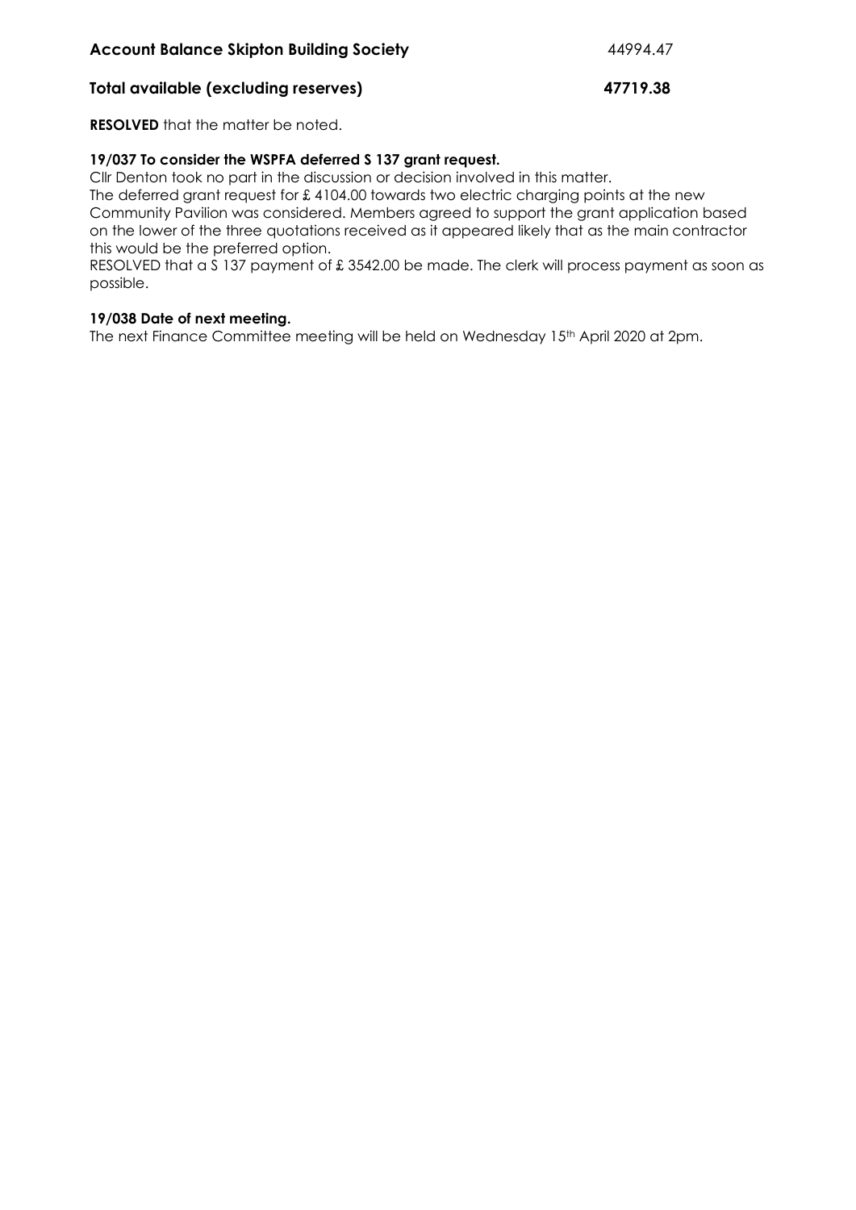| | |
|---|---|
| **Account Balance Skipton Building Society** | 44994.47 |
| **Total available (excluding reserves)** | **47719.38** |

**RESOLVED** that the matter be noted.

**19/037 To consider the WSPFA deferred S 137 grant request.**

Cllr Denton took no part in the discussion or decision involved in this matter.

The deferred grant request for £ 4104.00 towards two electric charging points at the new Community Pavilion was considered. Members agreed to support the grant application based on the lower of the three quotations received as it appeared likely that as the main contractor this would be the preferred option.

RESOLVED that a S 137 payment of £ 3542.00 be made. The clerk will process payment as soon as possible.

**19/038 Date of next meeting.**

The next Finance Committee meeting will be held on Wednesday 15th April 2020 at 2pm.